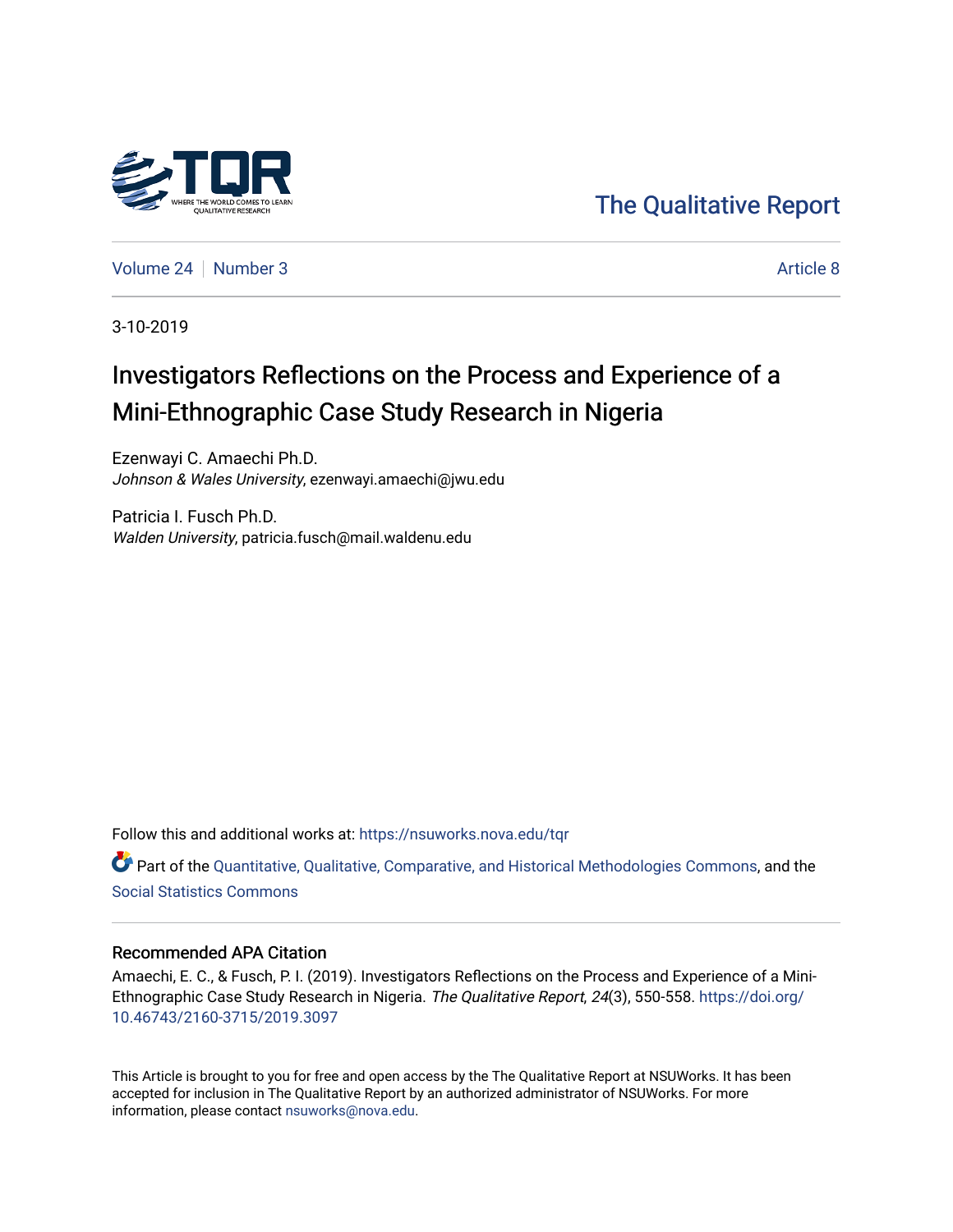The Qualitative Report

Volume 24 | Number 3 | Article 8

3-10-2019

# Investigators Reflections on the Process and Experience of a Mini-Ethnographic Case Study Research in Nigeria

Ezenwayi C. Amaechi Ph.D.
*Johnson & Wales University*, ezenwayi.amaechi@jwu.edu

Patricia I. Fusch Ph.D.
*Walden University*, patricia.fusch@mail.waldenu.edu

Follow this and additional works at: https://nsuworks.nova.edu/tqr

Part of the Quantitative, Qualitative, Comparative, and Historical Methodologies Commons, and the Social Statistics Commons

## Recommended APA Citation

Amaechi, E. C., & Fusch, P. I. (2019). Investigators Reflections on the Process and Experience of a Mini-Ethnographic Case Study Research in Nigeria. *The Qualitative Report*, *24*(3), 550-558. https://doi.org/10.46743/2160-3715/2019.3097

This Article is brought to you for free and open access by the The Qualitative Report at NSUWorks. It has been accepted for inclusion in The Qualitative Report by an authorized administrator of NSUWorks. For more information, please contact nsuworks@nova.edu.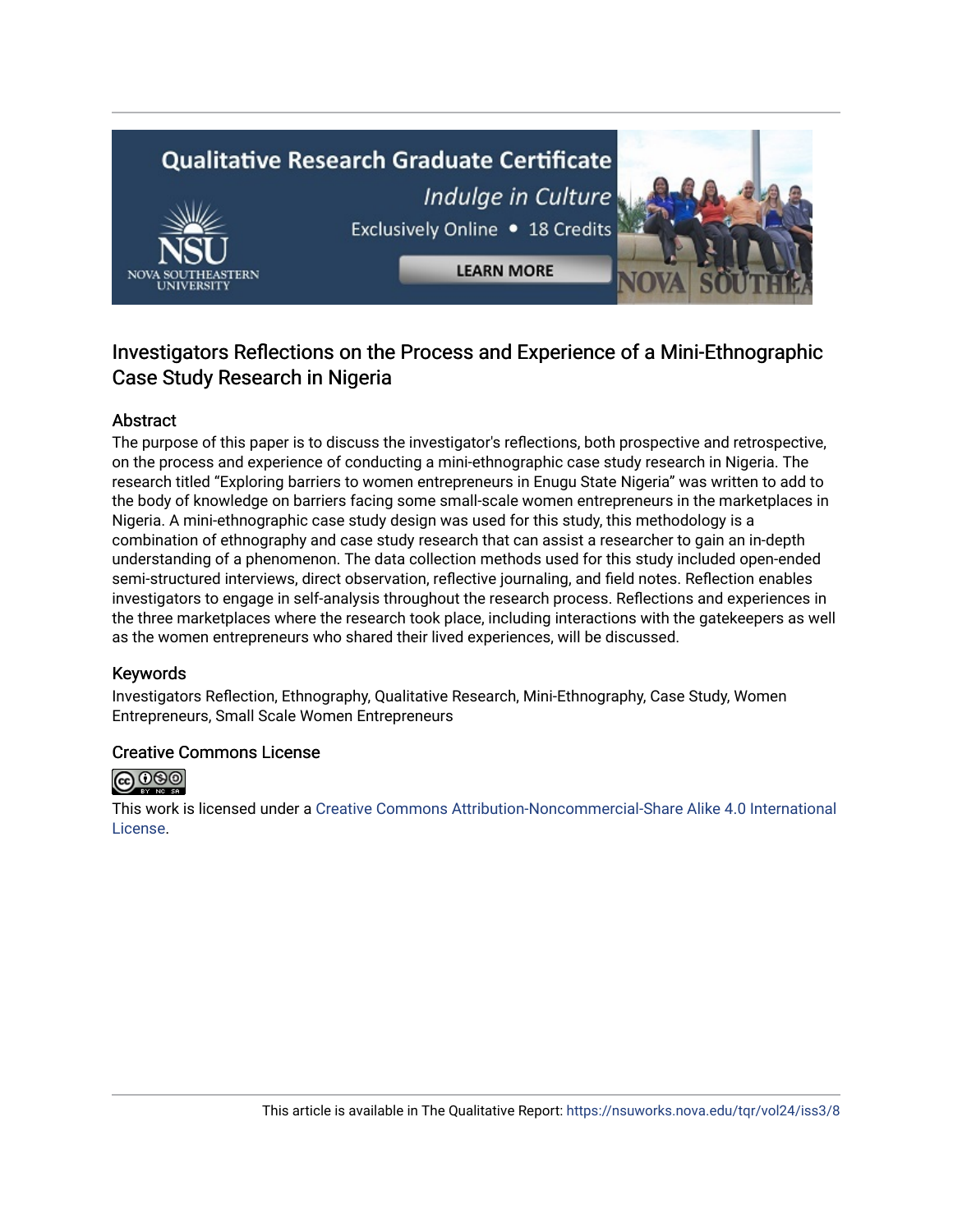# Investigators Reflections on the Process and Experience of a Mini-Ethnographic Case Study Research in Nigeria

## Abstract

The purpose of this paper is to discuss the investigator's reflections, both prospective and retrospective, on the process and experience of conducting a mini-ethnographic case study research in Nigeria. The research titled "Exploring barriers to women entrepreneurs in Enugu State Nigeria" was written to add to the body of knowledge on barriers facing some small-scale women entrepreneurs in the marketplaces in Nigeria. A mini-ethnographic case study design was used for this study, this methodology is a combination of ethnography and case study research that can assist a researcher to gain an in-depth understanding of a phenomenon. The data collection methods used for this study included open-ended semi-structured interviews, direct observation, reflective journaling, and field notes. Reflection enables investigators to engage in self-analysis throughout the research process. Reflections and experiences in the three marketplaces where the research took place, including interactions with the gatekeepers as well as the women entrepreneurs who shared their lived experiences, will be discussed.

## Keywords

Investigators Reflection, Ethnography, Qualitative Research, Mini-Ethnography, Case Study, Women Entrepreneurs, Small Scale Women Entrepreneurs

## Creative Commons License

This work is licensed under a Creative Commons Attribution-Noncommercial-Share Alike 4.0 International License.

This article is available in The Qualitative Report: https://nsuworks.nova.edu/tqr/vol24/iss3/8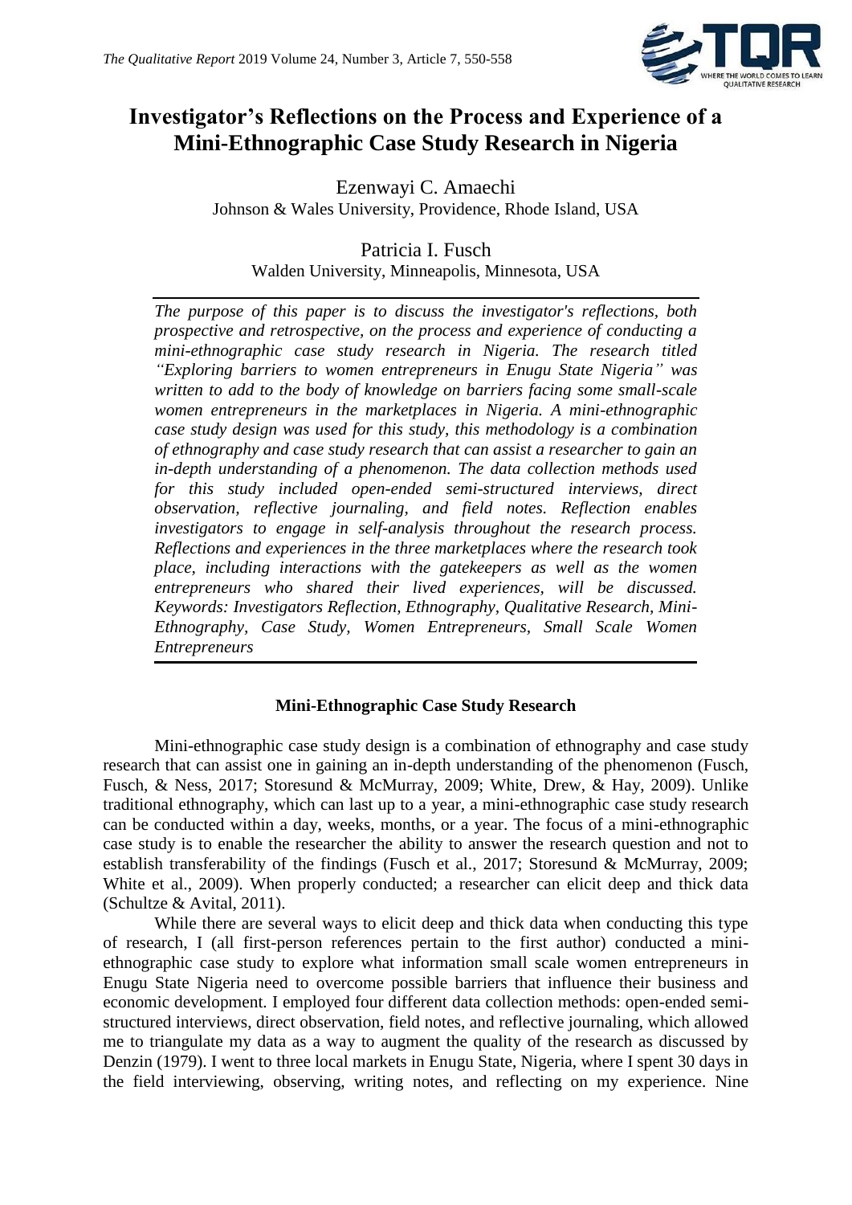# Investigator's Reflections on the Process and Experience of a Mini-Ethnographic Case Study Research in Nigeria

Ezenwayi C. Amaechi
Johnson & Wales University, Providence, Rhode Island, USA

Patricia I. Fusch
Walden University, Minneapolis, Minnesota, USA

*The purpose of this paper is to discuss the investigator's reflections, both prospective and retrospective, on the process and experience of conducting a mini-ethnographic case study research in Nigeria. The research titled "Exploring barriers to women entrepreneurs in Enugu State Nigeria" was written to add to the body of knowledge on barriers facing some small-scale women entrepreneurs in the marketplaces in Nigeria. A mini-ethnographic case study design was used for this study, this methodology is a combination of ethnography and case study research that can assist a researcher to gain an in-depth understanding of a phenomenon. The data collection methods used for this study included open-ended semi-structured interviews, direct observation, reflective journaling, and field notes. Reflection enables investigators to engage in self-analysis throughout the research process. Reflections and experiences in the three marketplaces where the research took place, including interactions with the gatekeepers as well as the women entrepreneurs who shared their lived experiences, will be discussed. Keywords: Investigators Reflection, Ethnography, Qualitative Research, Mini-Ethnography, Case Study, Women Entrepreneurs, Small Scale Women Entrepreneurs*

## Mini-Ethnographic Case Study Research

Mini-ethnographic case study design is a combination of ethnography and case study research that can assist one in gaining an in-depth understanding of the phenomenon (Fusch, Fusch, & Ness, 2017; Storesund & McMurray, 2009; White, Drew, & Hay, 2009). Unlike traditional ethnography, which can last up to a year, a mini-ethnographic case study research can be conducted within a day, weeks, months, or a year. The focus of a mini-ethnographic case study is to enable the researcher the ability to answer the research question and not to establish transferability of the findings (Fusch et al., 2017; Storesund & McMurray, 2009; White et al., 2009). When properly conducted; a researcher can elicit deep and thick data (Schultze & Avital, 2011).

While there are several ways to elicit deep and thick data when conducting this type of research, I (all first-person references pertain to the first author) conducted a mini-ethnographic case study to explore what information small scale women entrepreneurs in Enugu State Nigeria need to overcome possible barriers that influence their business and economic development. I employed four different data collection methods: open-ended semi-structured interviews, direct observation, field notes, and reflective journaling, which allowed me to triangulate my data as a way to augment the quality of the research as discussed by Denzin (1979). I went to three local markets in Enugu State, Nigeria, where I spent 30 days in the field interviewing, observing, writing notes, and reflecting on my experience. Nine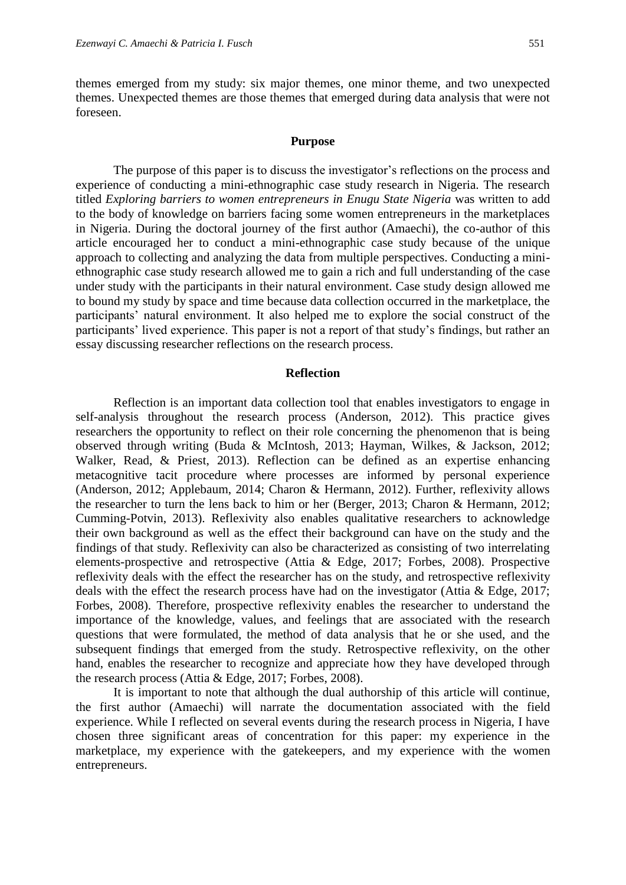themes emerged from my study: six major themes, one minor theme, and two unexpected themes. Unexpected themes are those themes that emerged during data analysis that were not foreseen.

## Purpose

The purpose of this paper is to discuss the investigator's reflections on the process and experience of conducting a mini-ethnographic case study research in Nigeria. The research titled *Exploring barriers to women entrepreneurs in Enugu State Nigeria* was written to add to the body of knowledge on barriers facing some women entrepreneurs in the marketplaces in Nigeria. During the doctoral journey of the first author (Amaechi), the co-author of this article encouraged her to conduct a mini-ethnographic case study because of the unique approach to collecting and analyzing the data from multiple perspectives. Conducting a mini-ethnographic case study research allowed me to gain a rich and full understanding of the case under study with the participants in their natural environment. Case study design allowed me to bound my study by space and time because data collection occurred in the marketplace, the participants' natural environment. It also helped me to explore the social construct of the participants' lived experience. This paper is not a report of that study's findings, but rather an essay discussing researcher reflections on the research process.

## Reflection

Reflection is an important data collection tool that enables investigators to engage in self-analysis throughout the research process (Anderson, 2012). This practice gives researchers the opportunity to reflect on their role concerning the phenomenon that is being observed through writing (Buda & McIntosh, 2013; Hayman, Wilkes, & Jackson, 2012; Walker, Read, & Priest, 2013). Reflection can be defined as an expertise enhancing metacognitive tacit procedure where processes are informed by personal experience (Anderson, 2012; Applebaum, 2014; Charon & Hermann, 2012). Further, reflexivity allows the researcher to turn the lens back to him or her (Berger, 2013; Charon & Hermann, 2012; Cumming-Potvin, 2013). Reflexivity also enables qualitative researchers to acknowledge their own background as well as the effect their background can have on the study and the findings of that study. Reflexivity can also be characterized as consisting of two interrelating elements-prospective and retrospective (Attia & Edge, 2017; Forbes, 2008). Prospective reflexivity deals with the effect the researcher has on the study, and retrospective reflexivity deals with the effect the research process have had on the investigator (Attia & Edge, 2017; Forbes, 2008). Therefore, prospective reflexivity enables the researcher to understand the importance of the knowledge, values, and feelings that are associated with the research questions that were formulated, the method of data analysis that he or she used, and the subsequent findings that emerged from the study. Retrospective reflexivity, on the other hand, enables the researcher to recognize and appreciate how they have developed through the research process (Attia & Edge, 2017; Forbes, 2008).

It is important to note that although the dual authorship of this article will continue, the first author (Amaechi) will narrate the documentation associated with the field experience. While I reflected on several events during the research process in Nigeria, I have chosen three significant areas of concentration for this paper: my experience in the marketplace, my experience with the gatekeepers, and my experience with the women entrepreneurs.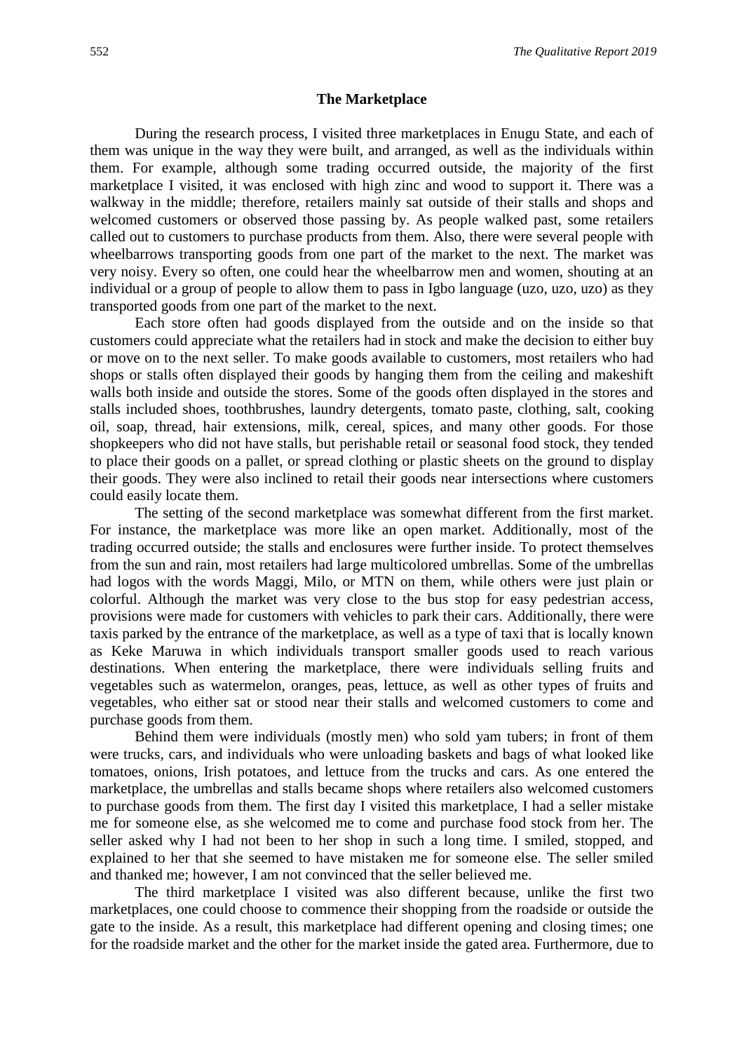## The Marketplace

During the research process, I visited three marketplaces in Enugu State, and each of them was unique in the way they were built, and arranged, as well as the individuals within them. For example, although some trading occurred outside, the majority of the first marketplace I visited, it was enclosed with high zinc and wood to support it. There was a walkway in the middle; therefore, retailers mainly sat outside of their stalls and shops and welcomed customers or observed those passing by. As people walked past, some retailers called out to customers to purchase products from them. Also, there were several people with wheelbarrows transporting goods from one part of the market to the next. The market was very noisy. Every so often, one could hear the wheelbarrow men and women, shouting at an individual or a group of people to allow them to pass in Igbo language (uzo, uzo, uzo) as they transported goods from one part of the market to the next.

Each store often had goods displayed from the outside and on the inside so that customers could appreciate what the retailers had in stock and make the decision to either buy or move on to the next seller. To make goods available to customers, most retailers who had shops or stalls often displayed their goods by hanging them from the ceiling and makeshift walls both inside and outside the stores. Some of the goods often displayed in the stores and stalls included shoes, toothbrushes, laundry detergents, tomato paste, clothing, salt, cooking oil, soap, thread, hair extensions, milk, cereal, spices, and many other goods. For those shopkeepers who did not have stalls, but perishable retail or seasonal food stock, they tended to place their goods on a pallet, or spread clothing or plastic sheets on the ground to display their goods. They were also inclined to retail their goods near intersections where customers could easily locate them.

The setting of the second marketplace was somewhat different from the first market. For instance, the marketplace was more like an open market. Additionally, most of the trading occurred outside; the stalls and enclosures were further inside. To protect themselves from the sun and rain, most retailers had large multicolored umbrellas. Some of the umbrellas had logos with the words Maggi, Milo, or MTN on them, while others were just plain or colorful. Although the market was very close to the bus stop for easy pedestrian access, provisions were made for customers with vehicles to park their cars. Additionally, there were taxis parked by the entrance of the marketplace, as well as a type of taxi that is locally known as Keke Maruwa in which individuals transport smaller goods used to reach various destinations. When entering the marketplace, there were individuals selling fruits and vegetables such as watermelon, oranges, peas, lettuce, as well as other types of fruits and vegetables, who either sat or stood near their stalls and welcomed customers to come and purchase goods from them.

Behind them were individuals (mostly men) who sold yam tubers; in front of them were trucks, cars, and individuals who were unloading baskets and bags of what looked like tomatoes, onions, Irish potatoes, and lettuce from the trucks and cars. As one entered the marketplace, the umbrellas and stalls became shops where retailers also welcomed customers to purchase goods from them. The first day I visited this marketplace, I had a seller mistake me for someone else, as she welcomed me to come and purchase food stock from her. The seller asked why I had not been to her shop in such a long time. I smiled, stopped, and explained to her that she seemed to have mistaken me for someone else. The seller smiled and thanked me; however, I am not convinced that the seller believed me.

The third marketplace I visited was also different because, unlike the first two marketplaces, one could choose to commence their shopping from the roadside or outside the gate to the inside. As a result, this marketplace had different opening and closing times; one for the roadside market and the other for the market inside the gated area. Furthermore, due to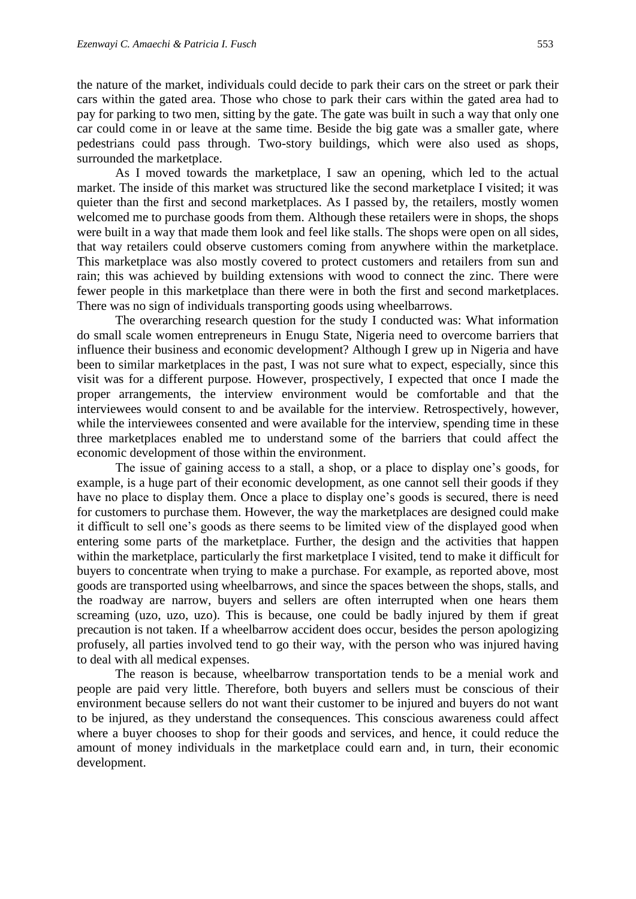the nature of the market, individuals could decide to park their cars on the street or park their cars within the gated area. Those who chose to park their cars within the gated area had to pay for parking to two men, sitting by the gate. The gate was built in such a way that only one car could come in or leave at the same time. Beside the big gate was a smaller gate, where pedestrians could pass through. Two-story buildings, which were also used as shops, surrounded the marketplace.

As I moved towards the marketplace, I saw an opening, which led to the actual market. The inside of this market was structured like the second marketplace I visited; it was quieter than the first and second marketplaces. As I passed by, the retailers, mostly women welcomed me to purchase goods from them. Although these retailers were in shops, the shops were built in a way that made them look and feel like stalls. The shops were open on all sides, that way retailers could observe customers coming from anywhere within the marketplace. This marketplace was also mostly covered to protect customers and retailers from sun and rain; this was achieved by building extensions with wood to connect the zinc. There were fewer people in this marketplace than there were in both the first and second marketplaces. There was no sign of individuals transporting goods using wheelbarrows.

The overarching research question for the study I conducted was: What information do small scale women entrepreneurs in Enugu State, Nigeria need to overcome barriers that influence their business and economic development? Although I grew up in Nigeria and have been to similar marketplaces in the past, I was not sure what to expect, especially, since this visit was for a different purpose. However, prospectively, I expected that once I made the proper arrangements, the interview environment would be comfortable and that the interviewees would consent to and be available for the interview. Retrospectively, however, while the interviewees consented and were available for the interview, spending time in these three marketplaces enabled me to understand some of the barriers that could affect the economic development of those within the environment.

The issue of gaining access to a stall, a shop, or a place to display one's goods, for example, is a huge part of their economic development, as one cannot sell their goods if they have no place to display them. Once a place to display one's goods is secured, there is need for customers to purchase them. However, the way the marketplaces are designed could make it difficult to sell one's goods as there seems to be limited view of the displayed good when entering some parts of the marketplace. Further, the design and the activities that happen within the marketplace, particularly the first marketplace I visited, tend to make it difficult for buyers to concentrate when trying to make a purchase. For example, as reported above, most goods are transported using wheelbarrows, and since the spaces between the shops, stalls, and the roadway are narrow, buyers and sellers are often interrupted when one hears them screaming (uzo, uzo, uzo). This is because, one could be badly injured by them if great precaution is not taken. If a wheelbarrow accident does occur, besides the person apologizing profusely, all parties involved tend to go their way, with the person who was injured having to deal with all medical expenses.

The reason is because, wheelbarrow transportation tends to be a menial work and people are paid very little. Therefore, both buyers and sellers must be conscious of their environment because sellers do not want their customer to be injured and buyers do not want to be injured, as they understand the consequences. This conscious awareness could affect where a buyer chooses to shop for their goods and services, and hence, it could reduce the amount of money individuals in the marketplace could earn and, in turn, their economic development.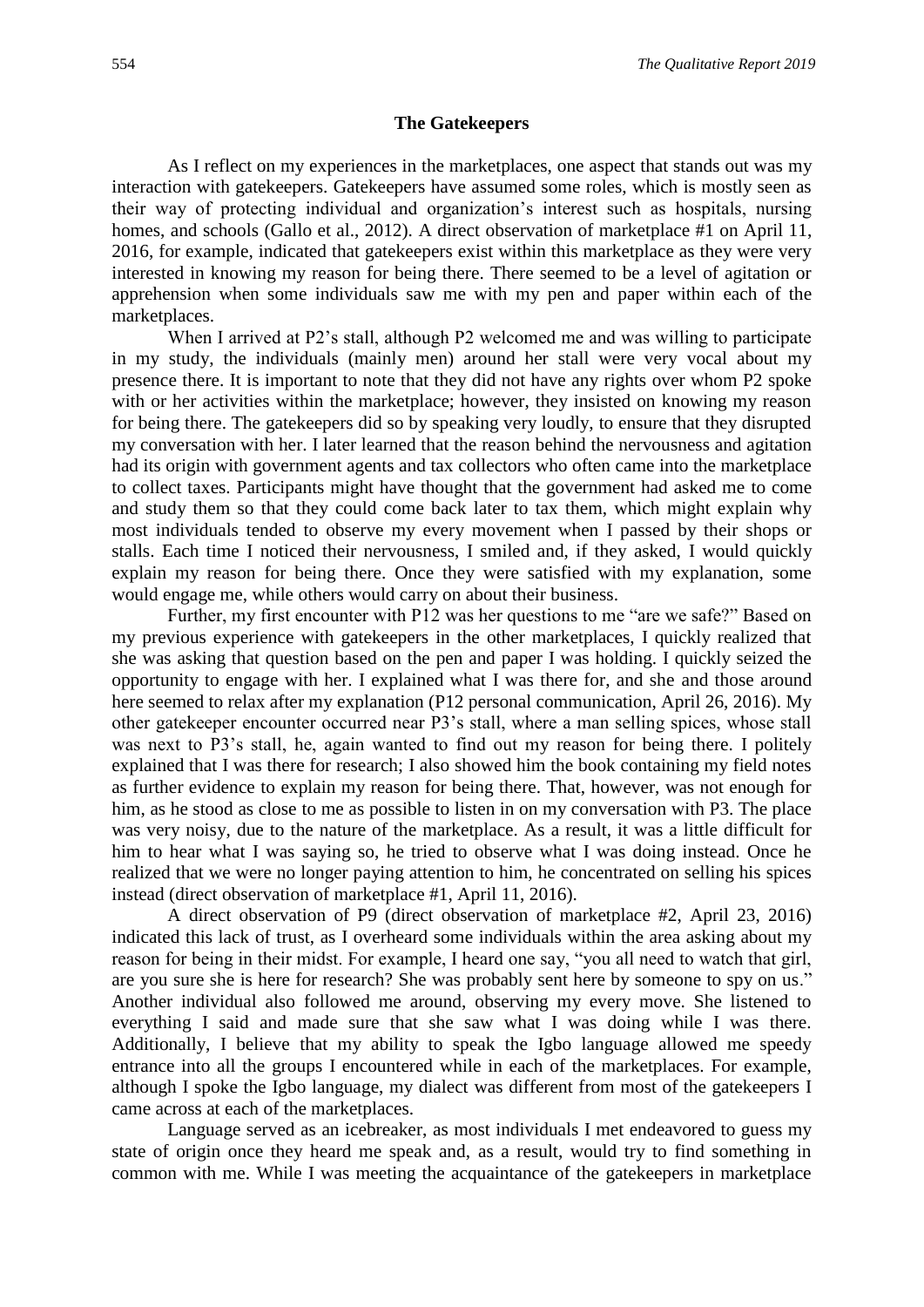## The Gatekeepers

As I reflect on my experiences in the marketplaces, one aspect that stands out was my interaction with gatekeepers. Gatekeepers have assumed some roles, which is mostly seen as their way of protecting individual and organization's interest such as hospitals, nursing homes, and schools (Gallo et al., 2012). A direct observation of marketplace #1 on April 11, 2016, for example, indicated that gatekeepers exist within this marketplace as they were very interested in knowing my reason for being there. There seemed to be a level of agitation or apprehension when some individuals saw me with my pen and paper within each of the marketplaces.

When I arrived at P2's stall, although P2 welcomed me and was willing to participate in my study, the individuals (mainly men) around her stall were very vocal about my presence there. It is important to note that they did not have any rights over whom P2 spoke with or her activities within the marketplace; however, they insisted on knowing my reason for being there. The gatekeepers did so by speaking very loudly, to ensure that they disrupted my conversation with her. I later learned that the reason behind the nervousness and agitation had its origin with government agents and tax collectors who often came into the marketplace to collect taxes. Participants might have thought that the government had asked me to come and study them so that they could come back later to tax them, which might explain why most individuals tended to observe my every movement when I passed by their shops or stalls. Each time I noticed their nervousness, I smiled and, if they asked, I would quickly explain my reason for being there. Once they were satisfied with my explanation, some would engage me, while others would carry on about their business.

Further, my first encounter with P12 was her questions to me "are we safe?" Based on my previous experience with gatekeepers in the other marketplaces, I quickly realized that she was asking that question based on the pen and paper I was holding. I quickly seized the opportunity to engage with her. I explained what I was there for, and she and those around here seemed to relax after my explanation (P12 personal communication, April 26, 2016). My other gatekeeper encounter occurred near P3's stall, where a man selling spices, whose stall was next to P3's stall, he, again wanted to find out my reason for being there. I politely explained that I was there for research; I also showed him the book containing my field notes as further evidence to explain my reason for being there. That, however, was not enough for him, as he stood as close to me as possible to listen in on my conversation with P3. The place was very noisy, due to the nature of the marketplace. As a result, it was a little difficult for him to hear what I was saying so, he tried to observe what I was doing instead. Once he realized that we were no longer paying attention to him, he concentrated on selling his spices instead (direct observation of marketplace #1, April 11, 2016).

A direct observation of P9 (direct observation of marketplace #2, April 23, 2016) indicated this lack of trust, as I overheard some individuals within the area asking about my reason for being in their midst. For example, I heard one say, "you all need to watch that girl, are you sure she is here for research? She was probably sent here by someone to spy on us." Another individual also followed me around, observing my every move. She listened to everything I said and made sure that she saw what I was doing while I was there. Additionally, I believe that my ability to speak the Igbo language allowed me speedy entrance into all the groups I encountered while in each of the marketplaces. For example, although I spoke the Igbo language, my dialect was different from most of the gatekeepers I came across at each of the marketplaces.

Language served as an icebreaker, as most individuals I met endeavored to guess my state of origin once they heard me speak and, as a result, would try to find something in common with me. While I was meeting the acquaintance of the gatekeepers in marketplace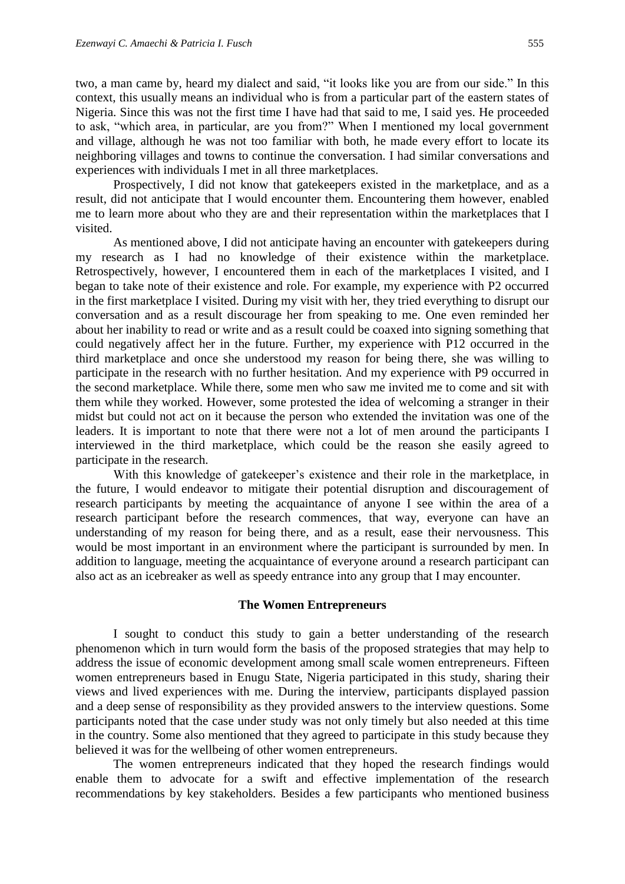two, a man came by, heard my dialect and said, "it looks like you are from our side." In this context, this usually means an individual who is from a particular part of the eastern states of Nigeria. Since this was not the first time I have had that said to me, I said yes. He proceeded to ask, "which area, in particular, are you from?" When I mentioned my local government and village, although he was not too familiar with both, he made every effort to locate its neighboring villages and towns to continue the conversation. I had similar conversations and experiences with individuals I met in all three marketplaces.

Prospectively, I did not know that gatekeepers existed in the marketplace, and as a result, did not anticipate that I would encounter them. Encountering them however, enabled me to learn more about who they are and their representation within the marketplaces that I visited.

As mentioned above, I did not anticipate having an encounter with gatekeepers during my research as I had no knowledge of their existence within the marketplace. Retrospectively, however, I encountered them in each of the marketplaces I visited, and I began to take note of their existence and role. For example, my experience with P2 occurred in the first marketplace I visited. During my visit with her, they tried everything to disrupt our conversation and as a result discourage her from speaking to me. One even reminded her about her inability to read or write and as a result could be coaxed into signing something that could negatively affect her in the future. Further, my experience with P12 occurred in the third marketplace and once she understood my reason for being there, she was willing to participate in the research with no further hesitation. And my experience with P9 occurred in the second marketplace. While there, some men who saw me invited me to come and sit with them while they worked. However, some protested the idea of welcoming a stranger in their midst but could not act on it because the person who extended the invitation was one of the leaders. It is important to note that there were not a lot of men around the participants I interviewed in the third marketplace, which could be the reason she easily agreed to participate in the research.

With this knowledge of gatekeeper's existence and their role in the marketplace, in the future, I would endeavor to mitigate their potential disruption and discouragement of research participants by meeting the acquaintance of anyone I see within the area of a research participant before the research commences, that way, everyone can have an understanding of my reason for being there, and as a result, ease their nervousness. This would be most important in an environment where the participant is surrounded by men. In addition to language, meeting the acquaintance of everyone around a research participant can also act as an icebreaker as well as speedy entrance into any group that I may encounter.

## The Women Entrepreneurs

I sought to conduct this study to gain a better understanding of the research phenomenon which in turn would form the basis of the proposed strategies that may help to address the issue of economic development among small scale women entrepreneurs. Fifteen women entrepreneurs based in Enugu State, Nigeria participated in this study, sharing their views and lived experiences with me. During the interview, participants displayed passion and a deep sense of responsibility as they provided answers to the interview questions. Some participants noted that the case under study was not only timely but also needed at this time in the country. Some also mentioned that they agreed to participate in this study because they believed it was for the wellbeing of other women entrepreneurs.

The women entrepreneurs indicated that they hoped the research findings would enable them to advocate for a swift and effective implementation of the research recommendations by key stakeholders. Besides a few participants who mentioned business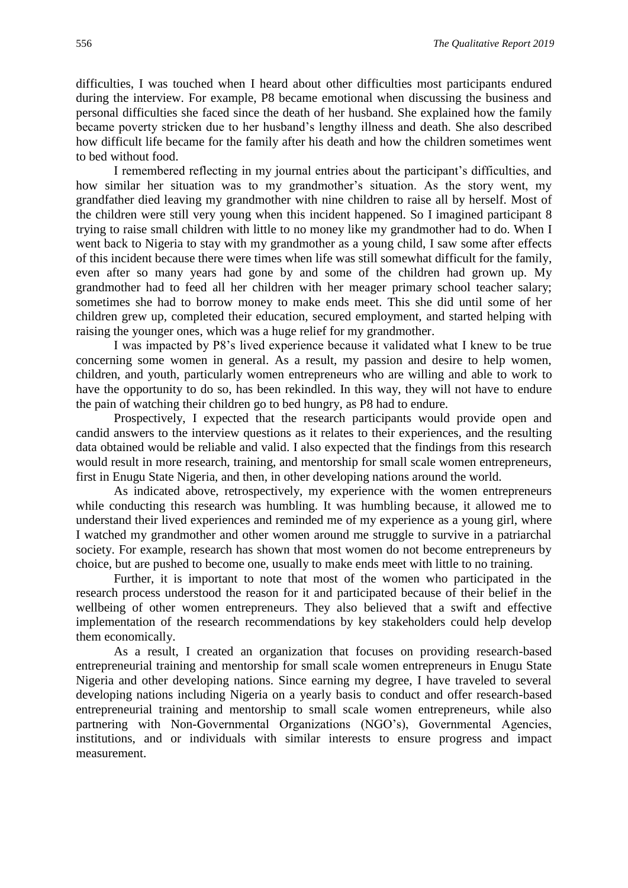difficulties, I was touched when I heard about other difficulties most participants endured during the interview. For example, P8 became emotional when discussing the business and personal difficulties she faced since the death of her husband. She explained how the family became poverty stricken due to her husband's lengthy illness and death. She also described how difficult life became for the family after his death and how the children sometimes went to bed without food.

I remembered reflecting in my journal entries about the participant's difficulties, and how similar her situation was to my grandmother's situation. As the story went, my grandfather died leaving my grandmother with nine children to raise all by herself. Most of the children were still very young when this incident happened. So I imagined participant 8 trying to raise small children with little to no money like my grandmother had to do. When I went back to Nigeria to stay with my grandmother as a young child, I saw some after effects of this incident because there were times when life was still somewhat difficult for the family, even after so many years had gone by and some of the children had grown up. My grandmother had to feed all her children with her meager primary school teacher salary; sometimes she had to borrow money to make ends meet. This she did until some of her children grew up, completed their education, secured employment, and started helping with raising the younger ones, which was a huge relief for my grandmother.

I was impacted by P8's lived experience because it validated what I knew to be true concerning some women in general. As a result, my passion and desire to help women, children, and youth, particularly women entrepreneurs who are willing and able to work to have the opportunity to do so, has been rekindled. In this way, they will not have to endure the pain of watching their children go to bed hungry, as P8 had to endure.

Prospectively, I expected that the research participants would provide open and candid answers to the interview questions as it relates to their experiences, and the resulting data obtained would be reliable and valid. I also expected that the findings from this research would result in more research, training, and mentorship for small scale women entrepreneurs, first in Enugu State Nigeria, and then, in other developing nations around the world.

As indicated above, retrospectively, my experience with the women entrepreneurs while conducting this research was humbling. It was humbling because, it allowed me to understand their lived experiences and reminded me of my experience as a young girl, where I watched my grandmother and other women around me struggle to survive in a patriarchal society. For example, research has shown that most women do not become entrepreneurs by choice, but are pushed to become one, usually to make ends meet with little to no training.

Further, it is important to note that most of the women who participated in the research process understood the reason for it and participated because of their belief in the wellbeing of other women entrepreneurs. They also believed that a swift and effective implementation of the research recommendations by key stakeholders could help develop them economically.

As a result, I created an organization that focuses on providing research-based entrepreneurial training and mentorship for small scale women entrepreneurs in Enugu State Nigeria and other developing nations. Since earning my degree, I have traveled to several developing nations including Nigeria on a yearly basis to conduct and offer research-based entrepreneurial training and mentorship to small scale women entrepreneurs, while also partnering with Non-Governmental Organizations (NGO's), Governmental Agencies, institutions, and or individuals with similar interests to ensure progress and impact measurement.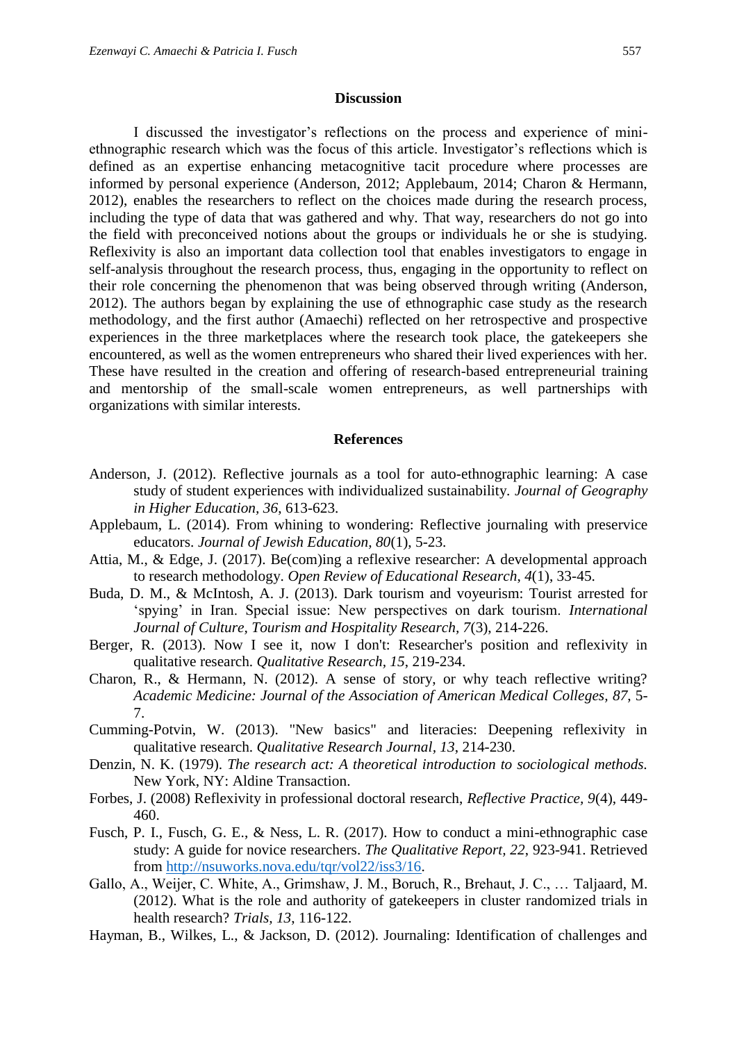## Discussion

I discussed the investigator's reflections on the process and experience of mini-ethnographic research which was the focus of this article. Investigator's reflections which is defined as an expertise enhancing metacognitive tacit procedure where processes are informed by personal experience (Anderson, 2012; Applebaum, 2014; Charon & Hermann, 2012), enables the researchers to reflect on the choices made during the research process, including the type of data that was gathered and why. That way, researchers do not go into the field with preconceived notions about the groups or individuals he or she is studying. Reflexivity is also an important data collection tool that enables investigators to engage in self-analysis throughout the research process, thus, engaging in the opportunity to reflect on their role concerning the phenomenon that was being observed through writing (Anderson, 2012). The authors began by explaining the use of ethnographic case study as the research methodology, and the first author (Amaechi) reflected on her retrospective and prospective experiences in the three marketplaces where the research took place, the gatekeepers she encountered, as well as the women entrepreneurs who shared their lived experiences with her. These have resulted in the creation and offering of research-based entrepreneurial training and mentorship of the small-scale women entrepreneurs, as well partnerships with organizations with similar interests.

## References

Anderson, J. (2012). Reflective journals as a tool for auto-ethnographic learning: A case study of student experiences with individualized sustainability. *Journal of Geography in Higher Education, 36*, 613-623.

Applebaum, L. (2014). From whining to wondering: Reflective journaling with preservice educators. *Journal of Jewish Education, 80*(1), 5-23.

Attia, M., & Edge, J. (2017). Be(com)ing a reflexive researcher: A developmental approach to research methodology. *Open Review of Educational Research*, *4*(1), 33-45.

Buda, D. M., & McIntosh, A. J. (2013). Dark tourism and voyeurism: Tourist arrested for 'spying' in Iran. Special issue: New perspectives on dark tourism. *International Journal of Culture, Tourism and Hospitality Research*, *7*(3), 214-226.

Berger, R. (2013). Now I see it, now I don't: Researcher's position and reflexivity in qualitative research. *Qualitative Research, 15*, 219-234.

Charon, R., & Hermann, N. (2012). A sense of story, or why teach reflective writing? *Academic Medicine: Journal of the Association of American Medical Colleges, 87*, 5-7.

Cumming-Potvin, W. (2013). "New basics" and literacies: Deepening reflexivity in qualitative research. *Qualitative Research Journal, 13*, 214-230.

Denzin, N. K. (1979). *The research act: A theoretical introduction to sociological methods.* New York, NY: Aldine Transaction.

Forbes, J. (2008) Reflexivity in professional doctoral research, *Reflective Practice, 9*(4), 449-460.

Fusch, P. I., Fusch, G. E., & Ness, L. R. (2017). How to conduct a mini-ethnographic case study: A guide for novice researchers. *The Qualitative Report, 22*, 923-941. Retrieved from http://nsuworks.nova.edu/tqr/vol22/iss3/16.

Gallo, A., Weijer, C. White, A., Grimshaw, J. M., Boruch, R., Brehaut, J. C., … Taljaard, M. (2012). What is the role and authority of gatekeepers in cluster randomized trials in health research? *Trials, 13*, 116-122.

Hayman, B., Wilkes, L., & Jackson, D. (2012). Journaling: Identification of challenges and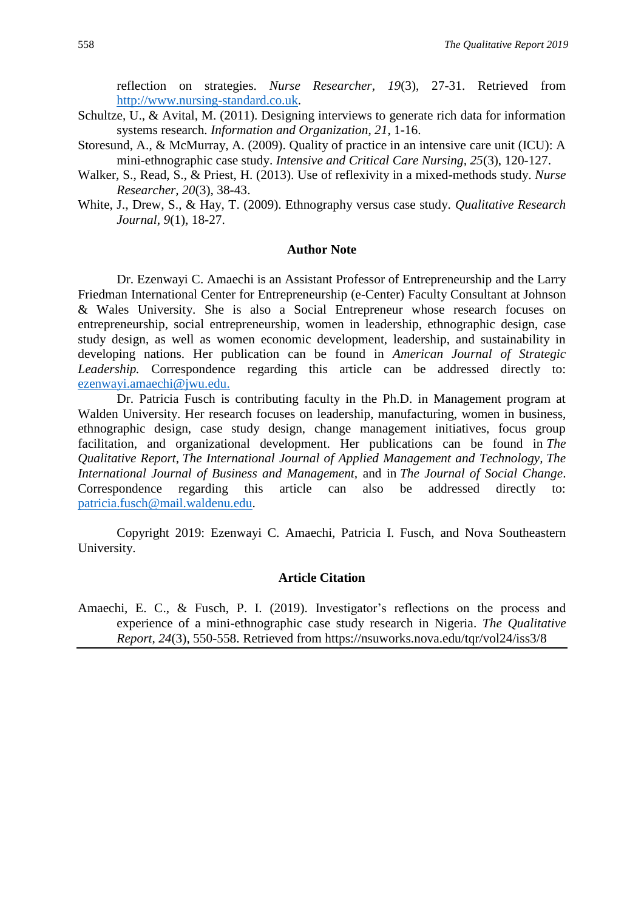reflection on strategies. *Nurse Researcher*, *19*(3), 27-31. Retrieved from http://www.nursing-standard.co.uk.

Schultze, U., & Avital, M. (2011). Designing interviews to generate rich data for information systems research. *Information and Organization*, *21*, 1-16.

Storesund, A., & McMurray, A. (2009). Quality of practice in an intensive care unit (ICU): A mini-ethnographic case study. *Intensive and Critical Care Nursing*, *25*(3), 120-127.

Walker, S., Read, S., & Priest, H. (2013). Use of reflexivity in a mixed-methods study. *Nurse Researcher*, *20*(3), 38-43.

White, J., Drew, S., & Hay, T. (2009). Ethnography versus case study. *Qualitative Research Journal*, *9*(1), 18-27.

## Author Note

Dr. Ezenwayi C. Amaechi is an Assistant Professor of Entrepreneurship and the Larry Friedman International Center for Entrepreneurship (e-Center) Faculty Consultant at Johnson & Wales University. She is also a Social Entrepreneur whose research focuses on entrepreneurship, social entrepreneurship, women in leadership, ethnographic design, case study design, as well as women economic development, leadership, and sustainability in developing nations. Her publication can be found in *American Journal of Strategic Leadership.* Correspondence regarding this article can be addressed directly to: ezenwayi.amaechi@jwu.edu.

Dr. Patricia Fusch is contributing faculty in the Ph.D. in Management program at Walden University. Her research focuses on leadership, manufacturing, women in business, ethnographic design, case study design, change management initiatives, focus group facilitation, and organizational development. Her publications can be found in *The Qualitative Report*, *The International Journal of Applied Management and Technology, The International Journal of Business and Management*, and in *The Journal of Social Change*. Correspondence regarding this article can also be addressed directly to: patricia.fusch@mail.waldenu.edu.

Copyright 2019: Ezenwayi C. Amaechi, Patricia I. Fusch, and Nova Southeastern University.

## Article Citation

Amaechi, E. C., & Fusch, P. I. (2019). Investigator's reflections on the process and experience of a mini-ethnographic case study research in Nigeria. *The Qualitative Report*, *24*(3), 550-558. Retrieved from https://nsuworks.nova.edu/tqr/vol24/iss3/8